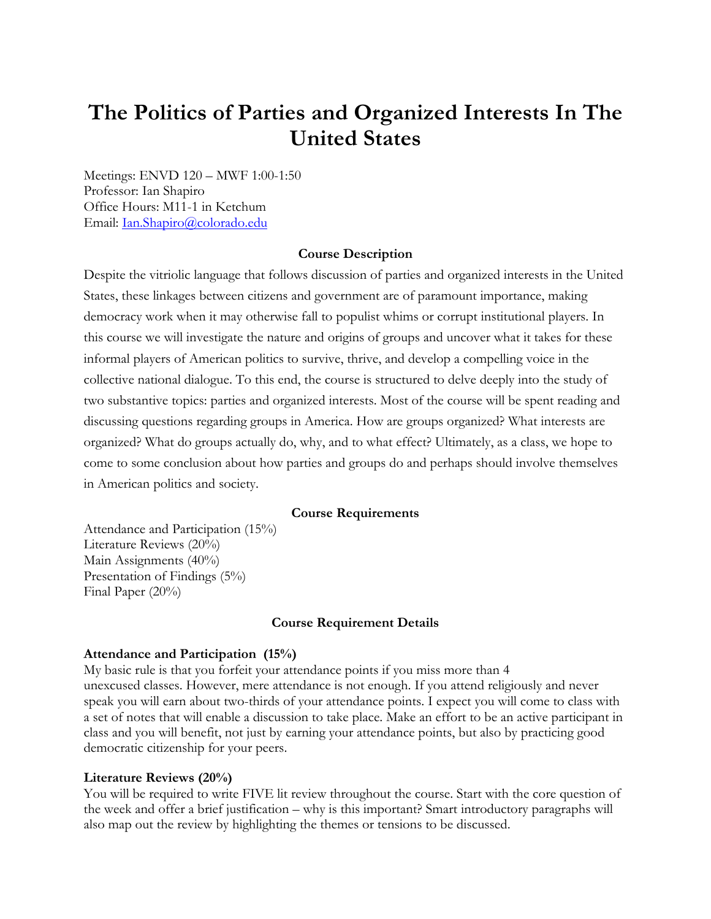# The Politics of Parties and Organized Interests In The United States

Meetings: ENVD 120 – MWF 1:00-1:50
Professor: Ian Shapiro
Office Hours: M11-1 in Ketchum
Email: Ian.Shapiro@colorado.edu

### Course Description

Despite the vitriolic language that follows discussion of parties and organized interests in the United States, these linkages between citizens and government are of paramount importance, making democracy work when it may otherwise fall to populist whims or corrupt institutional players. In this course we will investigate the nature and origins of groups and uncover what it takes for these informal players of American politics to survive, thrive, and develop a compelling voice in the collective national dialogue. To this end, the course is structured to delve deeply into the study of two substantive topics: parties and organized interests. Most of the course will be spent reading and discussing questions regarding groups in America. How are groups organized? What interests are organized? What do groups actually do, why, and to what effect? Ultimately, as a class, we hope to come to some conclusion about how parties and groups do and perhaps should involve themselves in American politics and society.

### Course Requirements

Attendance and Participation (15%)
Literature Reviews (20%)
Main Assignments (40%)
Presentation of Findings (5%)
Final Paper (20%)

### Course Requirement Details

**Attendance and Participation (15%)**
My basic rule is that you forfeit your attendance points if you miss more than 4 unexcused classes. However, mere attendance is not enough. If you attend religiously and never speak you will earn about two-thirds of your attendance points. I expect you will come to class with a set of notes that will enable a discussion to take place. Make an effort to be an active participant in class and you will benefit, not just by earning your attendance points, but also by practicing good democratic citizenship for your peers.

**Literature Reviews (20%)**
You will be required to write FIVE lit review throughout the course. Start with the core question of the week and offer a brief justification – why is this important? Smart introductory paragraphs will also map out the review by highlighting the themes or tensions to be discussed.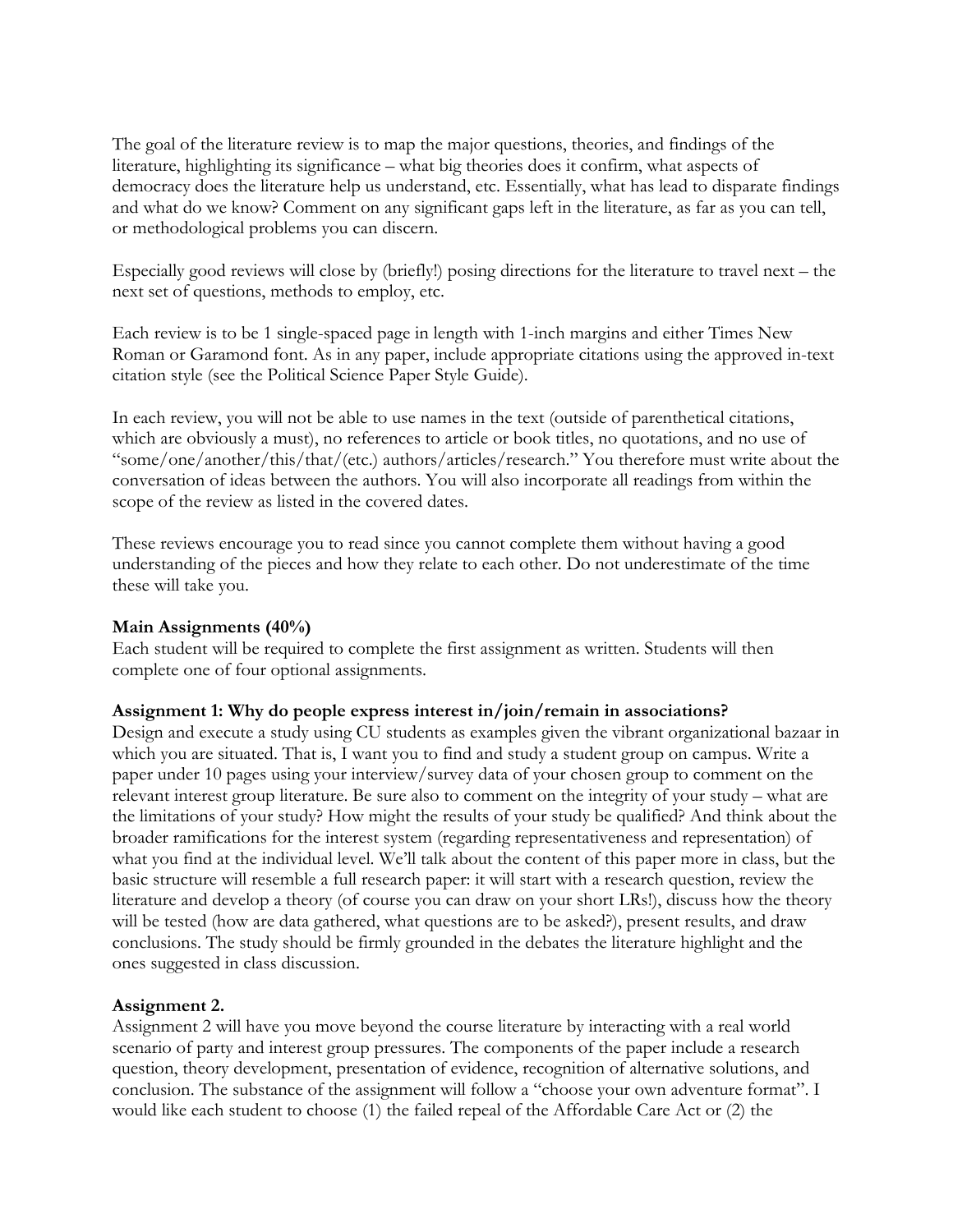The goal of the literature review is to map the major questions, theories, and findings of the literature, highlighting its significance – what big theories does it confirm, what aspects of democracy does the literature help us understand, etc. Essentially, what has lead to disparate findings and what do we know? Comment on any significant gaps left in the literature, as far as you can tell, or methodological problems you can discern.

Especially good reviews will close by (briefly!) posing directions for the literature to travel next – the next set of questions, methods to employ, etc.

Each review is to be 1 single-spaced page in length with 1-inch margins and either Times New Roman or Garamond font. As in any paper, include appropriate citations using the approved in-text citation style (see the Political Science Paper Style Guide).

In each review, you will not be able to use names in the text (outside of parenthetical citations, which are obviously a must), no references to article or book titles, no quotations, and no use of "some/one/another/this/that/(etc.) authors/articles/research." You therefore must write about the conversation of ideas between the authors. You will also incorporate all readings from within the scope of the review as listed in the covered dates.

These reviews encourage you to read since you cannot complete them without having a good understanding of the pieces and how they relate to each other. Do not underestimate of the time these will take you.

**Main Assignments (40%)**

Each student will be required to complete the first assignment as written. Students will then complete one of four optional assignments.

**Assignment 1: Why do people express interest in/join/remain in associations?**

Design and execute a study using CU students as examples given the vibrant organizational bazaar in which you are situated. That is, I want you to find and study a student group on campus. Write a paper under 10 pages using your interview/survey data of your chosen group to comment on the relevant interest group literature. Be sure also to comment on the integrity of your study – what are the limitations of your study? How might the results of your study be qualified? And think about the broader ramifications for the interest system (regarding representativeness and representation) of what you find at the individual level. We'll talk about the content of this paper more in class, but the basic structure will resemble a full research paper: it will start with a research question, review the literature and develop a theory (of course you can draw on your short LRs!), discuss how the theory will be tested (how are data gathered, what questions are to be asked?), present results, and draw conclusions. The study should be firmly grounded in the debates the literature highlight and the ones suggested in class discussion.

**Assignment 2.**

Assignment 2 will have you move beyond the course literature by interacting with a real world scenario of party and interest group pressures. The components of the paper include a research question, theory development, presentation of evidence, recognition of alternative solutions, and conclusion. The substance of the assignment will follow a "choose your own adventure format". I would like each student to choose (1) the failed repeal of the Affordable Care Act or (2) the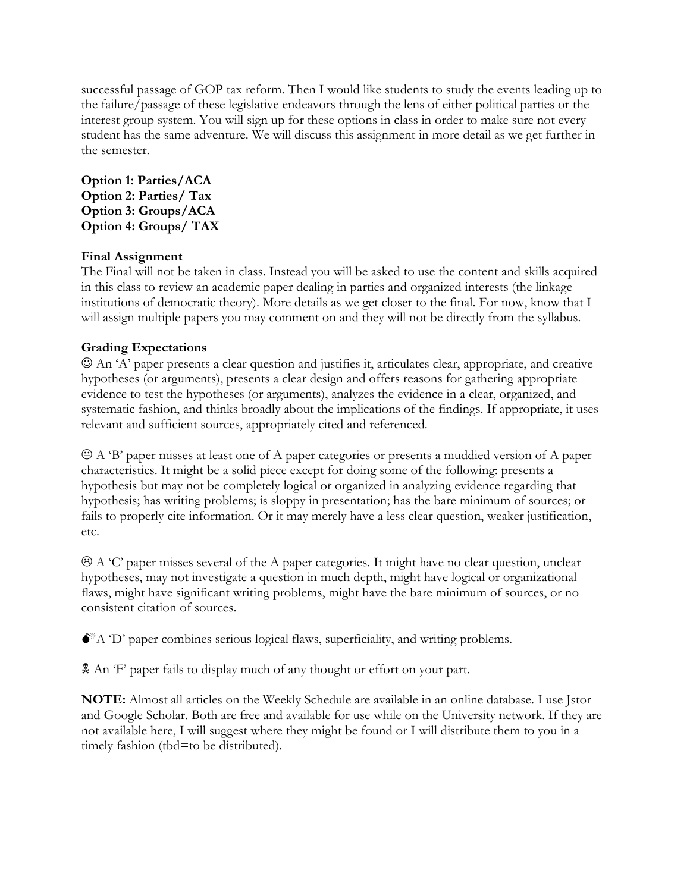successful passage of GOP tax reform. Then I would like students to study the events leading up to the failure/passage of these legislative endeavors through the lens of either political parties or the interest group system. You will sign up for these options in class in order to make sure not every student has the same adventure. We will discuss this assignment in more detail as we get further in the semester.

**Option 1: Parties/ACA**
**Option 2: Parties/ Tax**
**Option 3: Groups/ACA**
**Option 4: Groups/ TAX**

**Final Assignment**

The Final will not be taken in class. Instead you will be asked to use the content and skills acquired in this class to review an academic paper dealing in parties and organized interests (the linkage institutions of democratic theory). More details as we get closer to the final. For now, know that I will assign multiple papers you may comment on and they will not be directly from the syllabus.

**Grading Expectations**

☺ An 'A' paper presents a clear question and justifies it, articulates clear, appropriate, and creative hypotheses (or arguments), presents a clear design and offers reasons for gathering appropriate evidence to test the hypotheses (or arguments), analyzes the evidence in a clear, organized, and systematic fashion, and thinks broadly about the implications of the findings. If appropriate, it uses relevant and sufficient sources, appropriately cited and referenced.

😐 A 'B' paper misses at least one of A paper categories or presents a muddied version of A paper characteristics. It might be a solid piece except for doing some of the following: presents a hypothesis but may not be completely logical or organized in analyzing evidence regarding that hypothesis; has writing problems; is sloppy in presentation; has the bare minimum of sources; or fails to properly cite information. Or it may merely have a less clear question, weaker justification, etc.

☹ A 'C' paper misses several of the A paper categories. It might have no clear question, unclear hypotheses, may not investigate a question in much depth, might have logical or organizational flaws, might have significant writing problems, might have the bare minimum of sources, or no consistent citation of sources.

💣A 'D' paper combines serious logical flaws, superficiality, and writing problems.

☠ An 'F' paper fails to display much of any thought or effort on your part.

**NOTE:** Almost all articles on the Weekly Schedule are available in an online database. I use Jstor and Google Scholar. Both are free and available for use while on the University network. If they are not available here, I will suggest where they might be found or I will distribute them to you in a timely fashion (tbd=to be distributed).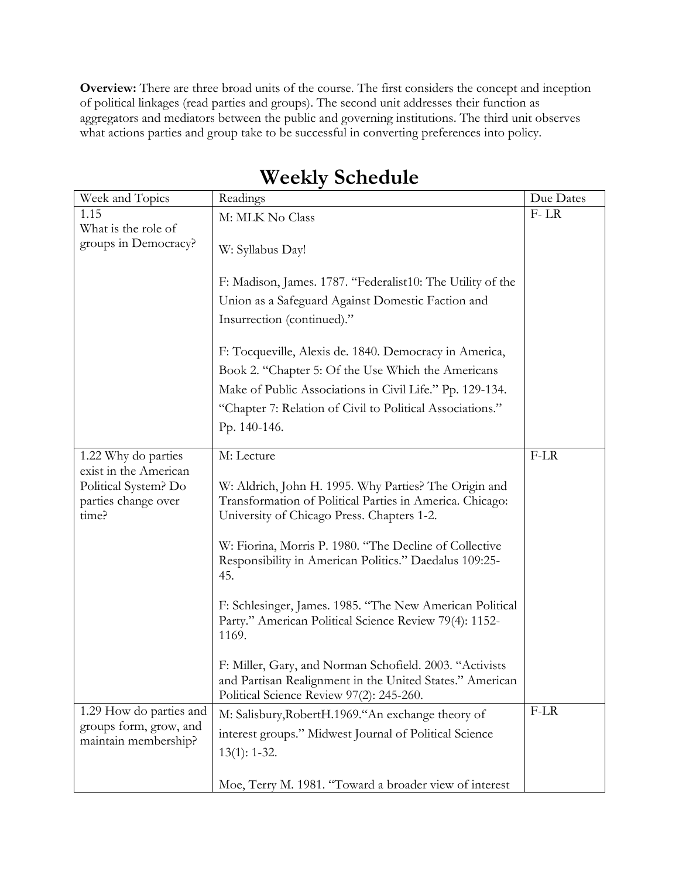**Overview:** There are three broad units of the course. The first considers the concept and inception of political linkages (read parties and groups). The second unit addresses their function as aggregators and mediators between the public and governing institutions. The third unit observes what actions parties and group take to be successful in converting preferences into policy.

# Weekly Schedule

| Week and Topics | Readings | Due Dates |
|---|---|---|
| 1.15<br>What is the role of groups in Democracy? | M: MLK No Class<br><br>W: Syllabus Day!<br><br>F: Madison, James. 1787. "Federalist10: The Utility of the Union as a Safeguard Against Domestic Faction and Insurrection (continued)."<br><br>F: Tocqueville, Alexis de. 1840. Democracy in America, Book 2. "Chapter 5: Of the Use Which the Americans Make of Public Associations in Civil Life." Pp. 129-134. "Chapter 7: Relation of Civil to Political Associations." Pp. 140-146. | F- LR |
| 1.22 Why do parties exist in the American Political System? Do parties change over time? | M: Lecture<br><br>W: Aldrich, John H. 1995. Why Parties? The Origin and Transformation of Political Parties in America. Chicago: University of Chicago Press. Chapters 1-2.<br><br>W: Fiorina, Morris P. 1980. "The Decline of Collective Responsibility in American Politics." Daedalus 109:25-45.<br><br>F: Schlesinger, James. 1985. "The New American Political Party." American Political Science Review 79(4): 1152-1169.<br><br>F: Miller, Gary, and Norman Schofield. 2003. "Activists and Partisan Realignment in the United States." American Political Science Review 97(2): 245-260. | F-LR |
| 1.29 How do parties and groups form, grow, and maintain membership? | M: Salisbury,RobertH.1969."An exchange theory of interest groups." Midwest Journal of Political Science 13(1): 1-32.<br><br>Moe, Terry M. 1981. "Toward a broader view of interest | F-LR |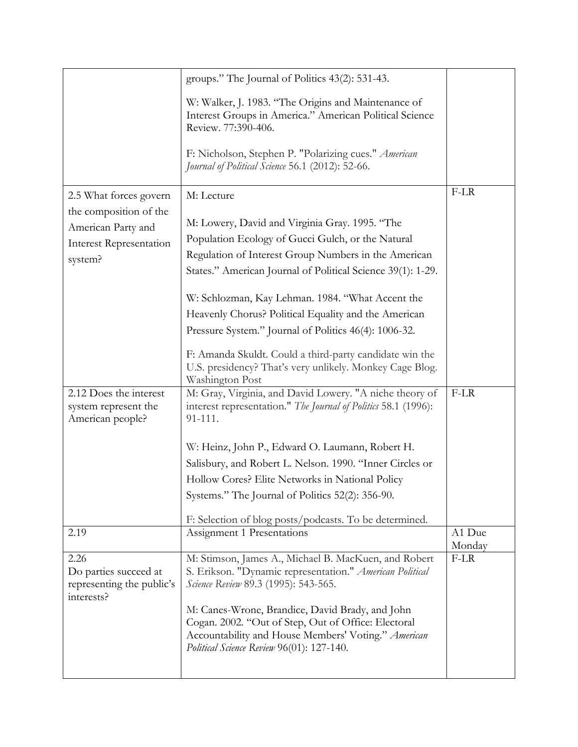| | | |
|---|---|---|
| | groups." The Journal of Politics 43(2): 531-43.<br><br>W: Walker, J. 1983. "The Origins and Maintenance of Interest Groups in America." American Political Science Review. 77:390-406.<br><br>F: Nicholson, Stephen P. "Polarizing cues." *American Journal of Political Science* 56.1 (2012): 52-66. | |
| 2.5 What forces govern the composition of the American Party and Interest Representation system? | M: Lecture<br><br>M: Lowery, David and Virginia Gray. 1995. "The Population Ecology of Gucci Gulch, or the Natural Regulation of Interest Group Numbers in the American States." American Journal of Political Science 39(1): 1-29.<br><br>W: Schlozman, Kay Lehman. 1984. "What Accent the Heavenly Chorus? Political Equality and the American Pressure System." Journal of Politics 46(4): 1006-32.<br><br>F: Amanda Skuldt. Could a third-party candidate win the U.S. presidency? That's very unlikely. Monkey Cage Blog. Washington Post | F-LR |
| 2.12 Does the interest system represent the American people? | M: Gray, Virginia, and David Lowery. "A niche theory of interest representation." *The Journal of Politics* 58.1 (1996): 91-111.<br><br>W: Heinz, John P., Edward O. Laumann, Robert H. Salisbury, and Robert L. Nelson. 1990. "Inner Circles or Hollow Cores? Elite Networks in National Policy Systems." The Journal of Politics 52(2): 356-90.<br><br>F: Selection of blog posts/podcasts. To be determined. | F-LR |
| 2.19 | Assignment 1 Presentations | A1 Due Monday |
| 2.26<br>Do parties succeed at representing the public's interests? | M: Stimson, James A., Michael B. MacKuen, and Robert S. Erikson. "Dynamic representation." *American Political Science Review* 89.3 (1995): 543-565.<br><br>M: Canes-Wrone, Brandice, David Brady, and John Cogan. 2002. "Out of Step, Out of Office: Electoral Accountability and House Members' Voting." *American Political Science Review* 96(01): 127-140. | F-LR |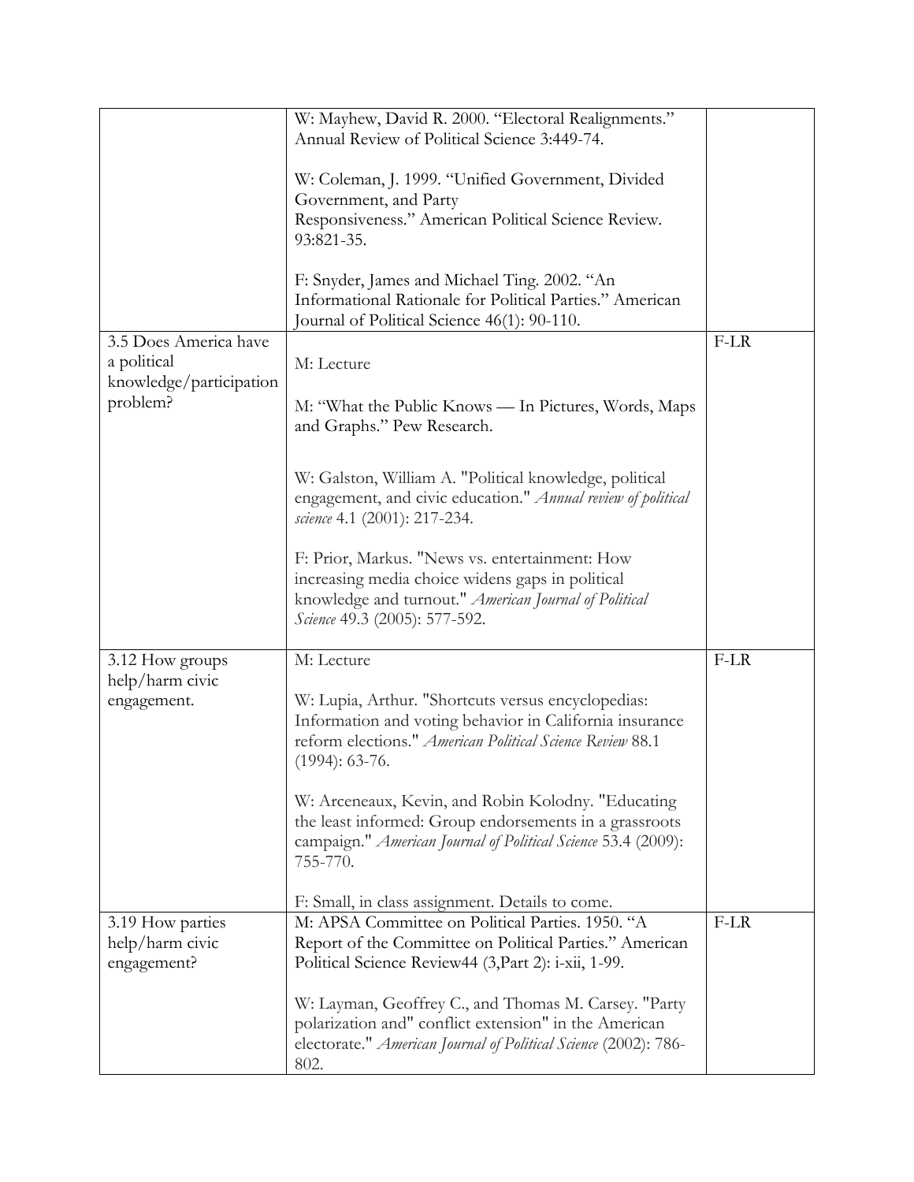| | | |
|---|---|---|
| | W: Mayhew, David R. 2000. "Electoral Realignments." Annual Review of Political Science 3:449-74.<br><br>W: Coleman, J. 1999. "Unified Government, Divided Government, and Party Responsiveness." American Political Science Review. 93:821-35.<br><br>F: Snyder, James and Michael Ting. 2002. "An Informational Rationale for Political Parties." American Journal of Political Science 46(1): 90-110. | |
| 3.5 Does America have a political knowledge/participation problem? | M: Lecture<br><br>M: "What the Public Knows — In Pictures, Words, Maps and Graphs." Pew Research.<br><br>W: Galston, William A. "Political knowledge, political engagement, and civic education." *Annual review of political science* 4.1 (2001): 217-234.<br><br>F: Prior, Markus. "News vs. entertainment: How increasing media choice widens gaps in political knowledge and turnout." *American Journal of Political Science* 49.3 (2005): 577-592. | F-LR |
| 3.12 How groups help/harm civic engagement. | M: Lecture<br><br>W: Lupia, Arthur. "Shortcuts versus encyclopedias: Information and voting behavior in California insurance reform elections." *American Political Science Review* 88.1 (1994): 63-76.<br><br>W: Arceneaux, Kevin, and Robin Kolodny. "Educating the least informed: Group endorsements in a grassroots campaign." *American Journal of Political Science* 53.4 (2009): 755-770.<br><br>F: Small, in class assignment. Details to come. | F-LR |
| 3.19 How parties help/harm civic engagement? | M: APSA Committee on Political Parties. 1950. "A Report of the Committee on Political Parties." American Political Science Review44 (3,Part 2): i-xii, 1-99.<br><br>W: Layman, Geoffrey C., and Thomas M. Carsey. "Party polarization and" conflict extension" in the American electorate." *American Journal of Political Science* (2002): 786-802. | F-LR |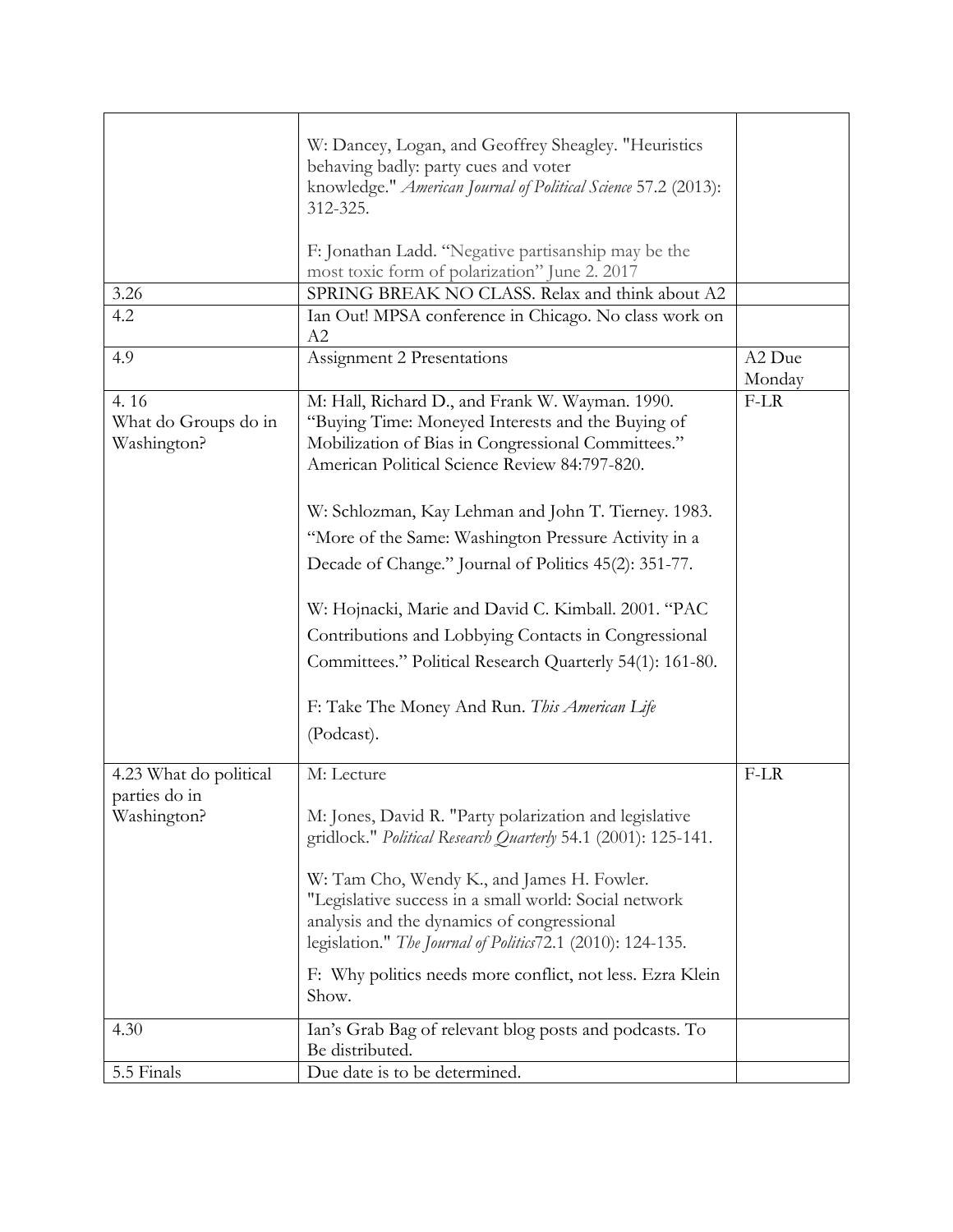| | | |
|---|---|---|
| | W: Dancey, Logan, and Geoffrey Sheagley. "Heuristics behaving badly: party cues and voter knowledge." *American Journal of Political Science* 57.2 (2013): 312-325.<br><br>F: Jonathan Ladd. "Negative partisanship may be the most toxic form of polarization" June 2. 2017 | |
| 3.26 | SPRING BREAK NO CLASS. Relax and think about A2 | |
| 4.2 | Ian Out! MPSA conference in Chicago. No class work on A2 | |
| 4.9 | Assignment 2 Presentations | A2 Due Monday |
| 4. 16<br>What do Groups do in Washington? | M: Hall, Richard D., and Frank W. Wayman. 1990. "Buying Time: Moneyed Interests and the Buying of Mobilization of Bias in Congressional Committees." American Political Science Review 84:797-820.<br><br>W: Schlozman, Kay Lehman and John T. Tierney. 1983. "More of the Same: Washington Pressure Activity in a Decade of Change." Journal of Politics 45(2): 351-77.<br><br>W: Hojnacki, Marie and David C. Kimball. 2001. "PAC Contributions and Lobbying Contacts in Congressional Committees." Political Research Quarterly 54(1): 161-80.<br><br>F: Take The Money And Run. *This American Life* (Podcast). | F-LR |
| 4.23 What do political parties do in Washington? | M: Lecture<br><br>M: Jones, David R. "Party polarization and legislative gridlock." *Political Research Quarterly* 54.1 (2001): 125-141.<br><br>W: Tam Cho, Wendy K., and James H. Fowler. "Legislative success in a small world: Social network analysis and the dynamics of congressional legislation." *The Journal of Politics*72.1 (2010): 124-135.<br><br>F: Why politics needs more conflict, not less. Ezra Klein Show. | F-LR |
| 4.30 | Ian's Grab Bag of relevant blog posts and podcasts. To Be distributed. | |
| 5.5 Finals | Due date is to be determined. | |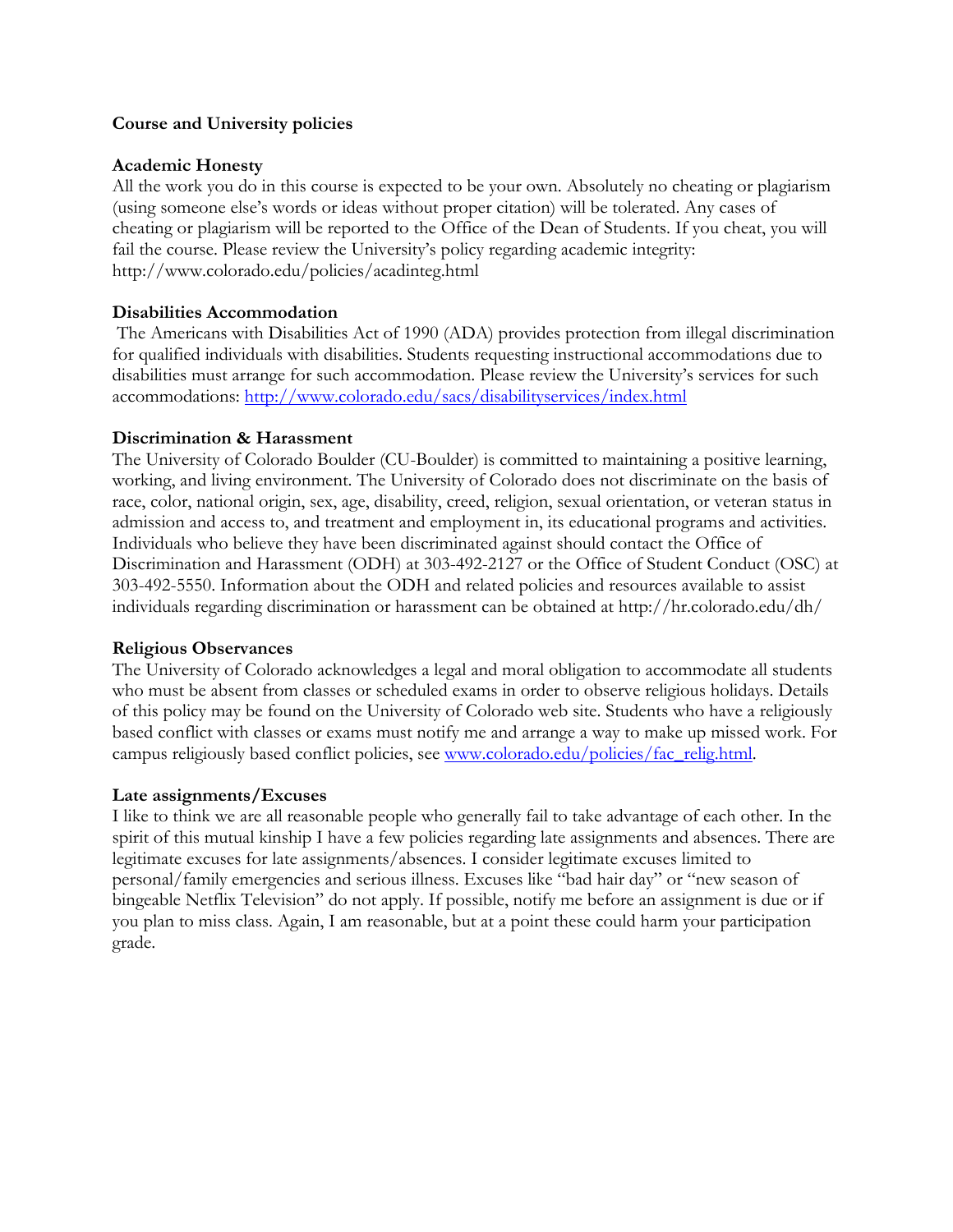## Course and University policies

### Academic Honesty

All the work you do in this course is expected to be your own. Absolutely no cheating or plagiarism (using someone else's words or ideas without proper citation) will be tolerated. Any cases of cheating or plagiarism will be reported to the Office of the Dean of Students. If you cheat, you will fail the course. Please review the University's policy regarding academic integrity: http://www.colorado.edu/policies/acadinteg.html

### Disabilities Accommodation

The Americans with Disabilities Act of 1990 (ADA) provides protection from illegal discrimination for qualified individuals with disabilities. Students requesting instructional accommodations due to disabilities must arrange for such accommodation. Please review the University's services for such accommodations: http://www.colorado.edu/sacs/disabilityservices/index.html

### Discrimination & Harassment

The University of Colorado Boulder (CU-Boulder) is committed to maintaining a positive learning, working, and living environment. The University of Colorado does not discriminate on the basis of race, color, national origin, sex, age, disability, creed, religion, sexual orientation, or veteran status in admission and access to, and treatment and employment in, its educational programs and activities. Individuals who believe they have been discriminated against should contact the Office of Discrimination and Harassment (ODH) at 303-492-2127 or the Office of Student Conduct (OSC) at 303-492-5550. Information about the ODH and related policies and resources available to assist individuals regarding discrimination or harassment can be obtained at http://hr.colorado.edu/dh/

### Religious Observances

The University of Colorado acknowledges a legal and moral obligation to accommodate all students who must be absent from classes or scheduled exams in order to observe religious holidays. Details of this policy may be found on the University of Colorado web site. Students who have a religiously based conflict with classes or exams must notify me and arrange a way to make up missed work. For campus religiously based conflict policies, see www.colorado.edu/policies/fac_relig.html.

### Late assignments/Excuses

I like to think we are all reasonable people who generally fail to take advantage of each other. In the spirit of this mutual kinship I have a few policies regarding late assignments and absences. There are legitimate excuses for late assignments/absences. I consider legitimate excuses limited to personal/family emergencies and serious illness. Excuses like "bad hair day" or "new season of bingeable Netflix Television" do not apply. If possible, notify me before an assignment is due or if you plan to miss class. Again, I am reasonable, but at a point these could harm your participation grade.